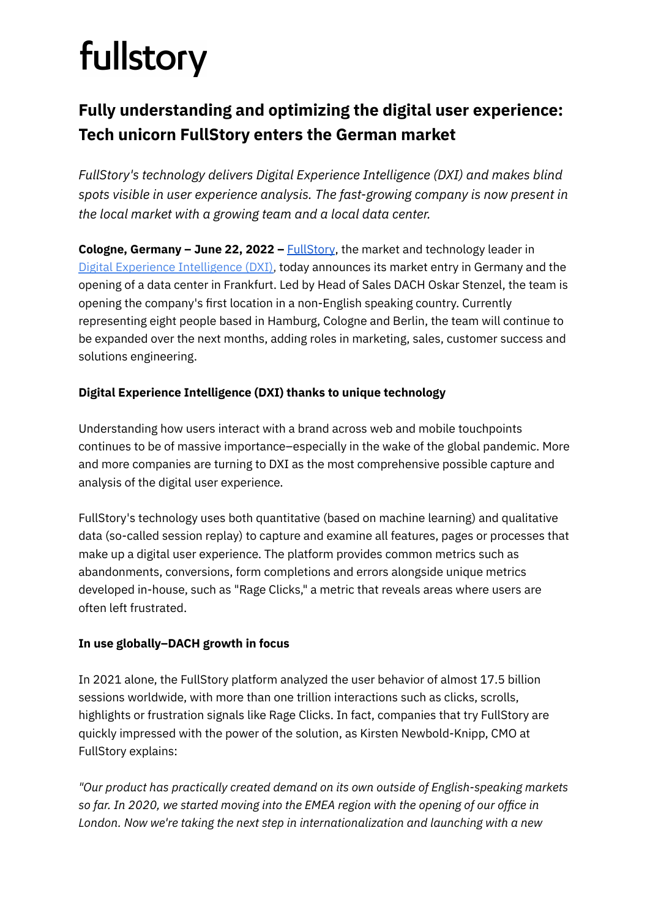fullstory

## Fully understanding and optimizing the digital user experience: Tech unicorn FullStory enters the German market

*FullStory's technology delivers Digital Experience Intelligence (DXI) and makes blind spots visible in user experience analysis. The fast-growing company is now present in the local market with a growing team and a local data center.*

**Cologne, Germany – June 22, 2022 –** FullStory, the market and technology leader in Digital Experience Intelligence (DXI), today announces its market entry in Germany and the opening of a data center in Frankfurt. Led by Head of Sales DACH Oskar Stenzel, the team is opening the company's first location in a non-English speaking country. Currently representing eight people based in Hamburg, Cologne and Berlin, the team will continue to be expanded over the next months, adding roles in marketing, sales, customer success and solutions engineering.

**Digital Experience Intelligence (DXI) thanks to unique technology**

Understanding how users interact with a brand across web and mobile touchpoints continues to be of massive importance–especially in the wake of the global pandemic. More and more companies are turning to DXI as the most comprehensive possible capture and analysis of the digital user experience.

FullStory's technology uses both quantitative (based on machine learning) and qualitative data (so-called session replay) to capture and examine all features, pages or processes that make up a digital user experience. The platform provides common metrics such as abandonments, conversions, form completions and errors alongside unique metrics developed in-house, such as "Rage Clicks," a metric that reveals areas where users are often left frustrated.

**In use globally–DACH growth in focus**

In 2021 alone, the FullStory platform analyzed the user behavior of almost 17.5 billion sessions worldwide, with more than one trillion interactions such as clicks, scrolls, highlights or frustration signals like Rage Clicks. In fact, companies that try FullStory are quickly impressed with the power of the solution, as Kirsten Newbold-Knipp, CMO at FullStory explains:

*"Our product has practically created demand on its own outside of English-speaking markets so far. In 2020, we started moving into the EMEA region with the opening of our office in London. Now we're taking the next step in internationalization and launching with a new*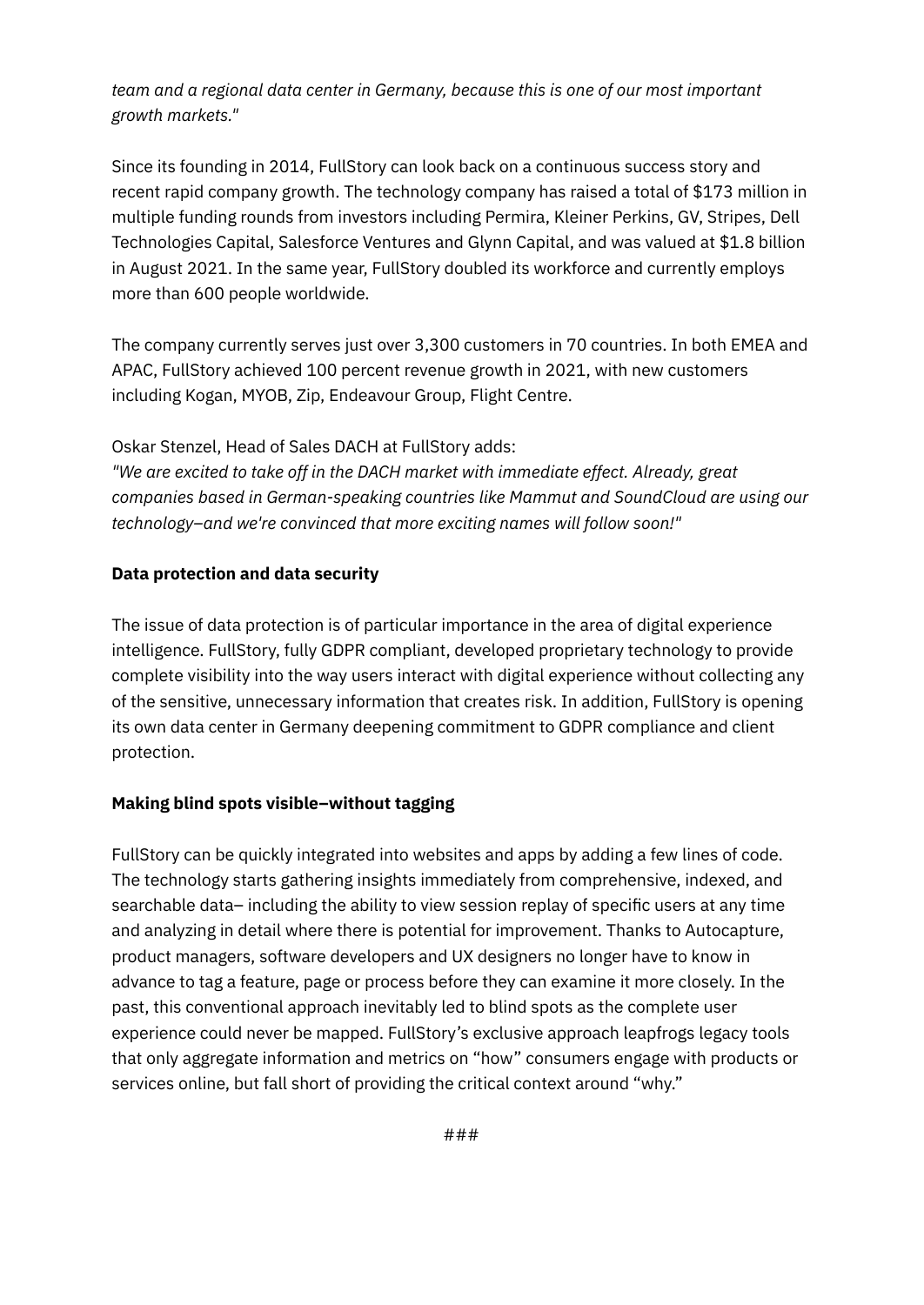*team and a regional data center in Germany, because this is one of our most important growth markets."*

Since its founding in 2014, FullStory can look back on a continuous success story and recent rapid company growth. The technology company has raised a total of $173 million in multiple funding rounds from investors including Permira, Kleiner Perkins, GV, Stripes, Dell Technologies Capital, Salesforce Ventures and Glynn Capital, and was valued at $1.8 billion in August 2021. In the same year, FullStory doubled its workforce and currently employs more than 600 people worldwide.

The company currently serves just over 3,300 customers in 70 countries. In both EMEA and APAC, FullStory achieved 100 percent revenue growth in 2021, with new customers including Kogan, MYOB, Zip, Endeavour Group, Flight Centre.

Oskar Stenzel, Head of Sales DACH at FullStory adds:
*"We are excited to take off in the DACH market with immediate effect. Already, great companies based in German-speaking countries like Mammut and SoundCloud are using our technology–and we're convinced that more exciting names will follow soon!"*

**Data protection and data security**

The issue of data protection is of particular importance in the area of digital experience intelligence. FullStory, fully GDPR compliant, developed proprietary technology to provide complete visibility into the way users interact with digital experience without collecting any of the sensitive, unnecessary information that creates risk. In addition, FullStory is opening its own data center in Germany deepening commitment to GDPR compliance and client protection.

**Making blind spots visible–without tagging**

FullStory can be quickly integrated into websites and apps by adding a few lines of code. The technology starts gathering insights immediately from comprehensive, indexed, and searchable data– including the ability to view session replay of specific users at any time and analyzing in detail where there is potential for improvement. Thanks to Autocapture, product managers, software developers and UX designers no longer have to know in advance to tag a feature, page or process before they can examine it more closely. In the past, this conventional approach inevitably led to blind spots as the complete user experience could never be mapped. FullStory's exclusive approach leapfrogs legacy tools that only aggregate information and metrics on "how" consumers engage with products or services online, but fall short of providing the critical context around "why."

###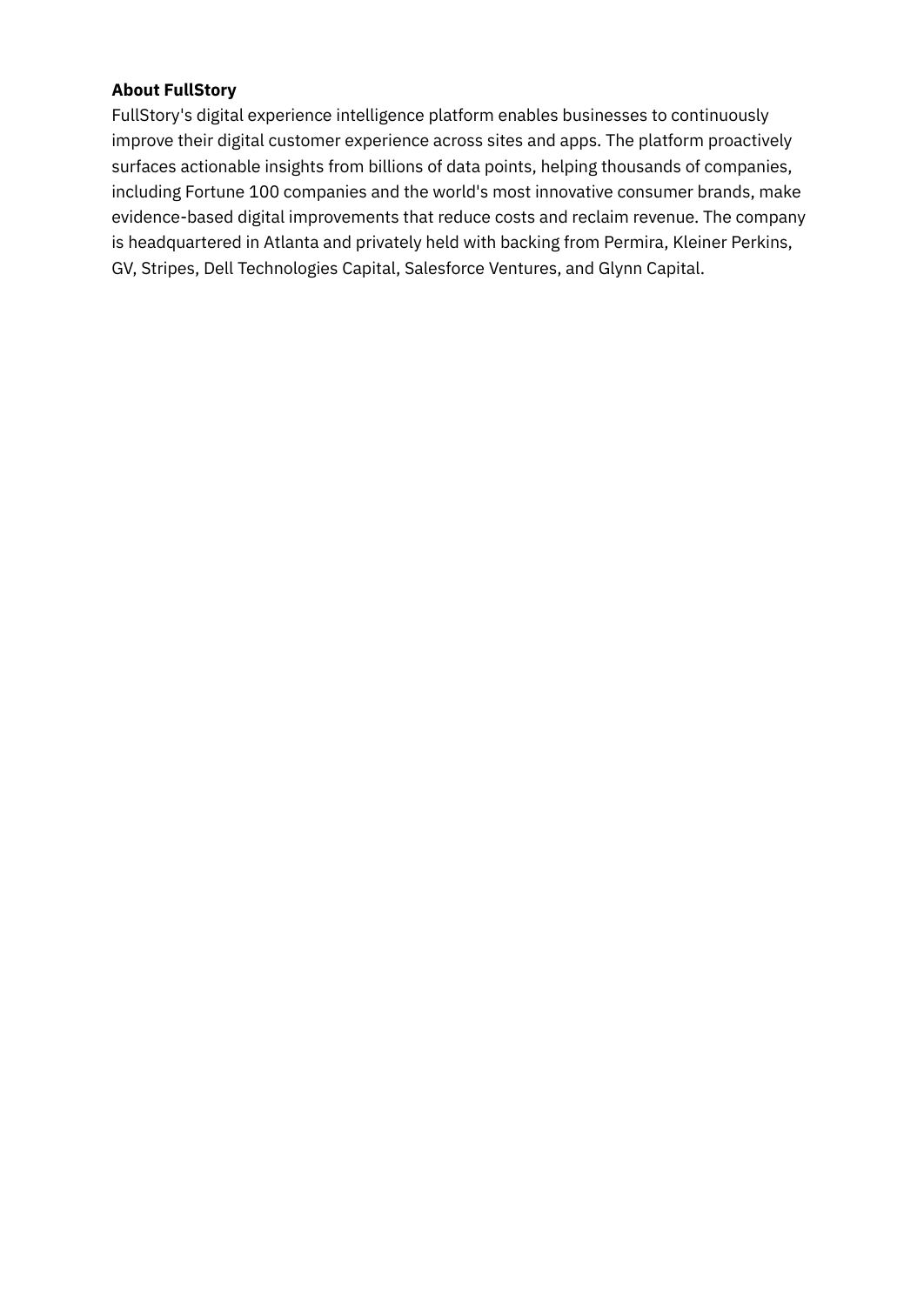**About FullStory**

FullStory's digital experience intelligence platform enables businesses to continuously improve their digital customer experience across sites and apps. The platform proactively surfaces actionable insights from billions of data points, helping thousands of companies, including Fortune 100 companies and the world's most innovative consumer brands, make evidence-based digital improvements that reduce costs and reclaim revenue. The company is headquartered in Atlanta and privately held with backing from Permira, Kleiner Perkins, GV, Stripes, Dell Technologies Capital, Salesforce Ventures, and Glynn Capital.